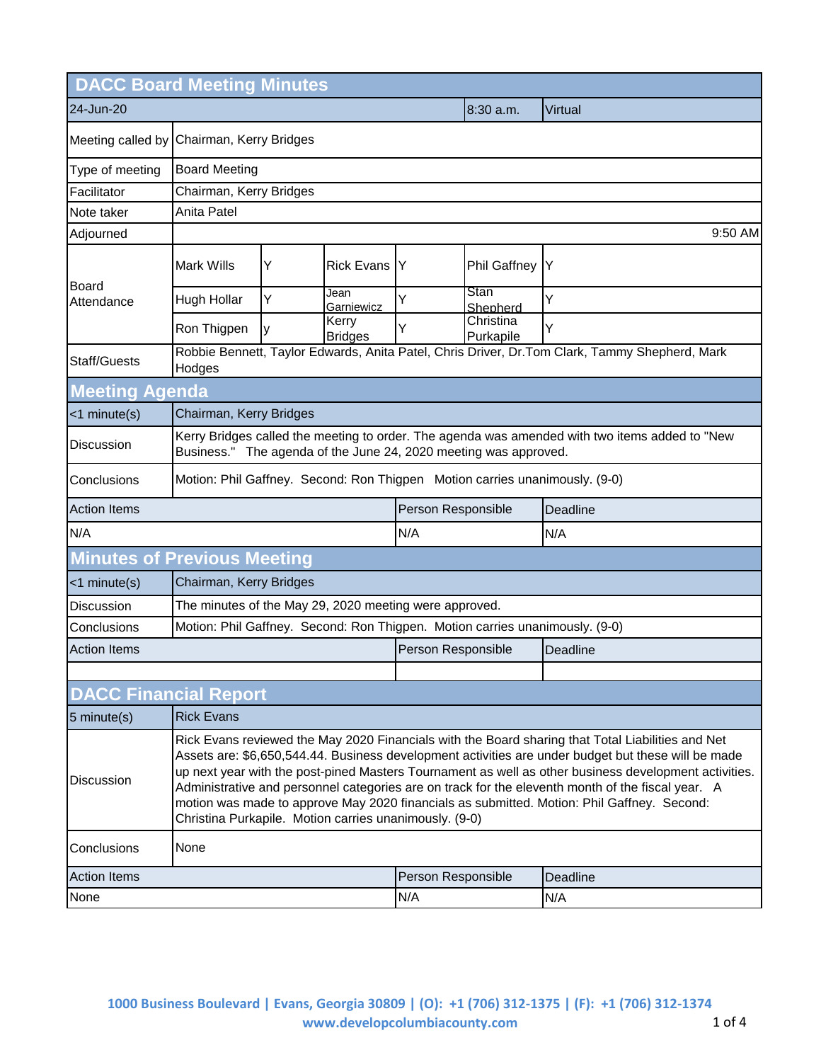# DACC Board Meeting Minutes

| 24-Jun-20 | 8:30 a.m. | Virtual |
|---|---|---|

| | |
|---|---|
| Meeting called by | Chairman, Kerry Bridges |
| Type of meeting | Board Meeting |
| Facilitator | Chairman, Kerry Bridges |
| Note taker | Anita Patel |
| Adjourned | 9:50 AM |

**Board Attendance**

| | | | | | |
|---|---|---|---|---|---|
| Mark Wills | Y | Rick Evans | Y | Phil Gaffney | Y |
| Hugh Hollar | Y | Jean Garniewicz | Y | Stan Shepherd | Y |
| Ron Thigpen | y | Kerry Bridges | Y | Christina Purkapile | Y |

**Staff/Guests:** Robbie Bennett, Taylor Edwards, Anita Patel, Chris Driver, Dr.Tom Clark, Tammy Shepherd, Mark Hodges

## Meeting Agenda

| | |
|---|---|
| <1 minute(s) | Chairman, Kerry Bridges |
| Discussion | Kerry Bridges called the meeting to order. The agenda was amended with two items added to "New Business." The agenda of the June 24, 2020 meeting was approved. |
| Conclusions | Motion: Phil Gaffney. Second: Ron Thigpen Motion carries unanimously. (9-0) |

| Action Items | Person Responsible | Deadline |
|---|---|---|
| N/A | N/A | N/A |

## Minutes of Previous Meeting

| | |
|---|---|
| <1 minute(s) | Chairman, Kerry Bridges |
| Discussion | The minutes of the May 29, 2020 meeting were approved. |
| Conclusions | Motion: Phil Gaffney. Second: Ron Thigpen. Motion carries unanimously. (9-0) |

| Action Items | Person Responsible | Deadline |
|---|---|---|
| | | |

## DACC Financial Report

| | |
|---|---|
| 5 minute(s) | Rick Evans |
| Discussion | Rick Evans reviewed the May 2020 Financials with the Board sharing that Total Liabilities and Net Assets are: $6,650,544.44. Business development activities are under budget but these will be made up next year with the post-pined Masters Tournament as well as other business development activities. Administrative and personnel categories are on track for the eleventh month of the fiscal year. A motion was made to approve May 2020 financials as submitted. Motion: Phil Gaffney. Second: Christina Purkapile. Motion carries unanimously. (9-0) |
| Conclusions | None |

| Action Items | Person Responsible | Deadline |
|---|---|---|
| None | N/A | N/A |

1000 Business Boulevard | Evans, Georgia 30809 | (O): +1 (706) 312-1375 | (F): +1 (706) 312-1374
www.developcolumbiacounty.com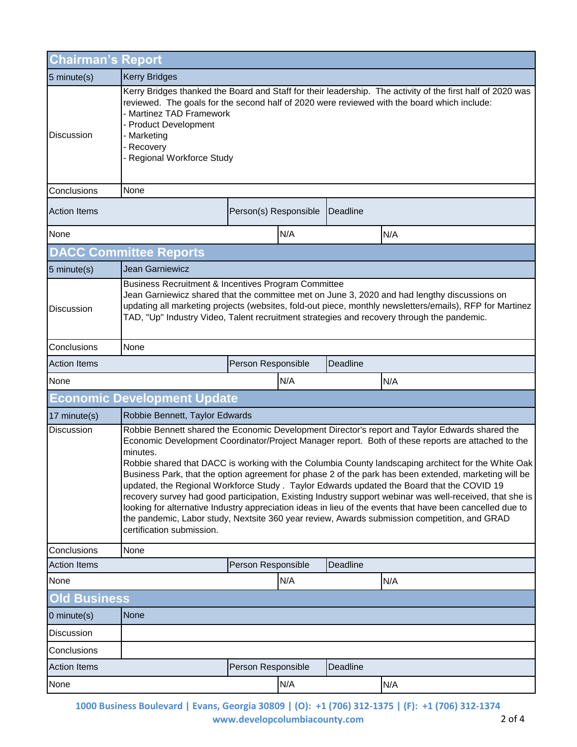## Chairman's Report

| 5 minute(s) | Kerry Bridges | | |
|---|---|---|---|
| Discussion | Kerry Bridges thanked the Board and Staff for their leadership. The activity of the first half of 2020 was reviewed. The goals for the second half of 2020 were reviewed with the board which include:<br>- Martinez TAD Framework<br>- Product Development<br>- Marketing<br>- Recovery<br>- Regional Workforce Study | | |
| Conclusions | None | | |
| Action Items | | Person(s) Responsible | Deadline |
| None | | N/A | N/A |

## DACC Committee Reports

| 5 minute(s) | Jean Garniewicz | | |
|---|---|---|---|
| Discussion | Business Recruitment & Incentives Program Committee<br>Jean Garniewicz shared that the committee met on June 3, 2020 and had lengthy discussions on updating all marketing projects (websites, fold-out piece, monthly newsletters/emails), RFP for Martinez TAD, "Up" Industry Video, Talent recruitment strategies and recovery through the pandemic. | | |
| Conclusions | None | | |
| Action Items | | Person Responsible | Deadline |
| None | | N/A | N/A |

## Economic Development Update

| 17 minute(s) | Robbie Bennett, Taylor Edwards | | |
|---|---|---|---|
| Discussion | Robbie Bennett shared the Economic Development Director's report and Taylor Edwards shared the Economic Development Coordinator/Project Manager report. Both of these reports are attached to the minutes.<br>Robbie shared that DACC is working with the Columbia County landscaping architect for the White Oak Business Park, that the option agreement for phase 2 of the park has been extended, marketing will be updated, the Regional Workforce Study . Taylor Edwards updated the Board that the COVID 19 recovery survey had good participation, Existing Industry support webinar was well-received, that she is looking for alternative Industry appreciation ideas in lieu of the events that have been cancelled due to the pandemic, Labor study, Nextsite 360 year review, Awards submission competition, and GRAD certification submission. | | |
| Conclusions | None | | |
| Action Items | | Person Responsible | Deadline |
| None | | N/A | N/A |

## Old Business

| 0 minute(s) | None | | |
|---|---|---|---|
| Discussion | | | |
| Conclusions | | | |
| Action Items | | Person Responsible | Deadline |
| None | | N/A | N/A |

1000 Business Boulevard | Evans, Georgia 30809 | (O): +1 (706) 312-1375 | (F): +1 (706) 312-1374
www.developcolumbiacounty.com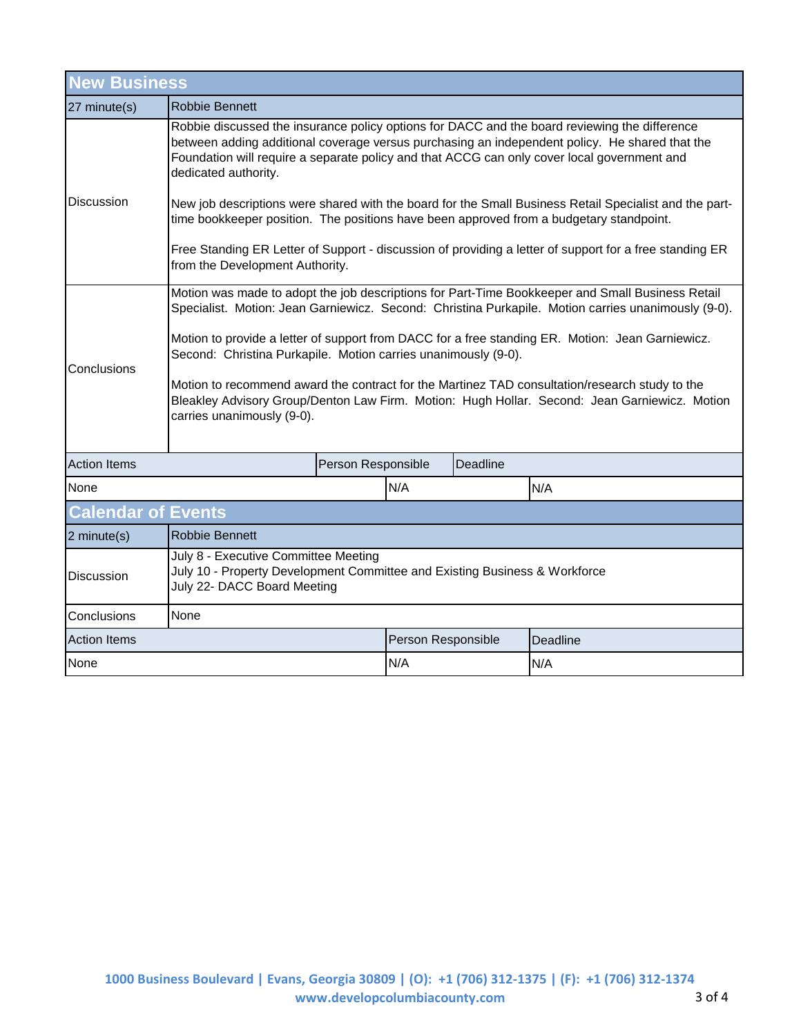## New Business

| 27 minute(s) | Robbie Bennett |
|---|---|
| Discussion | Robbie discussed the insurance policy options for DACC and the board reviewing the difference between adding additional coverage versus purchasing an independent policy. He shared that the Foundation will require a separate policy and that ACCG can only cover local government and dedicated authority.<br><br>New job descriptions were shared with the board for the Small Business Retail Specialist and the part-time bookkeeper position. The positions have been approved from a budgetary standpoint.<br><br>Free Standing ER Letter of Support - discussion of providing a letter of support for a free standing ER from the Development Authority. |
| Conclusions | Motion was made to adopt the job descriptions for Part-Time Bookkeeper and Small Business Retail Specialist. Motion: Jean Garniewicz. Second: Christina Purkapile. Motion carries unanimously (9-0).<br><br>Motion to provide a letter of support from DACC for a free standing ER. Motion: Jean Garniewicz. Second: Christina Purkapile. Motion carries unanimously (9-0).<br><br>Motion to recommend award the contract for the Martinez TAD consultation/research study to the Bleakley Advisory Group/Denton Law Firm. Motion: Hugh Hollar. Second: Jean Garniewicz. Motion carries unanimously (9-0). |

| Action Items | Person Responsible | Deadline |
|---|---|---|
| None | N/A | N/A |

## Calendar of Events

| 2 minute(s) | Robbie Bennett |
|---|---|
| Discussion | July 8 - Executive Committee Meeting<br>July 10 - Property Development Committee and Existing Business & Workforce<br>July 22- DACC Board Meeting |
| Conclusions | None |

| Action Items | Person Responsible | Deadline |
|---|---|---|
| None | N/A | N/A |

1000 Business Boulevard | Evans, Georgia 30809 | (O): +1 (706) 312-1375 | (F): +1 (706) 312-1374
www.developcolumbiacounty.com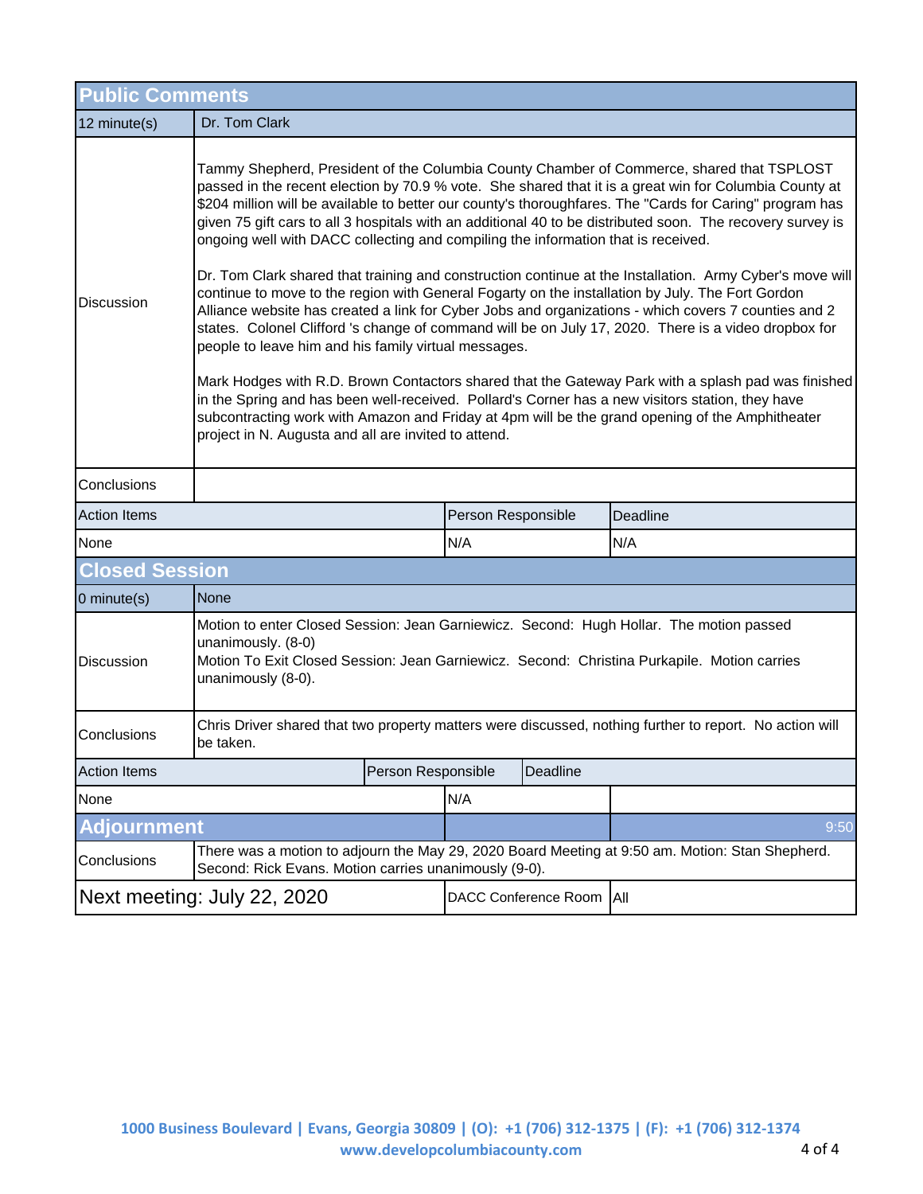## Public Comments

| | | | |
|---|---|---|---|
| 12 minute(s) | Dr. Tom Clark | | |
| Discussion | Tammy Shepherd, President of the Columbia County Chamber of Commerce, shared that TSPLOST passed in the recent election by 70.9 % vote. She shared that it is a great win for Columbia County at $204 million will be available to better our county's thoroughfares. The "Cards for Caring" program has given 75 gift cars to all 3 hospitals with an additional 40 to be distributed soon. The recovery survey is ongoing well with DACC collecting and compiling the information that is received.<br><br>Dr. Tom Clark shared that training and construction continue at the Installation. Army Cyber's move will continue to move to the region with General Fogarty on the installation by July. The Fort Gordon Alliance website has created a link for Cyber Jobs and organizations - which covers 7 counties and 2 states. Colonel Clifford 's change of command will be on July 17, 2020. There is a video dropbox for people to leave him and his family virtual messages.<br><br>Mark Hodges with R.D. Brown Contactors shared that the Gateway Park with a splash pad was finished in the Spring and has been well-received. Pollard's Corner has a new visitors station, they have subcontracting work with Amazon and Friday at 4pm will be the grand opening of the Amphitheater project in N. Augusta and all are invited to attend. | | |
| Conclusions | | | |
| Action Items | | Person Responsible | Deadline |
| None | | N/A | N/A |

## Closed Session

| | | | |
|---|---|---|---|
| 0 minute(s) | None | | |
| Discussion | Motion to enter Closed Session: Jean Garniewicz. Second: Hugh Hollar. The motion passed unanimously. (8-0)<br>Motion To Exit Closed Session: Jean Garniewicz. Second: Christina Purkapile. Motion carries unanimously (8-0). | | |
| Conclusions | Chris Driver shared that two property matters were discussed, nothing further to report. No action will be taken. | | |
| Action Items | | Person Responsible | Deadline |
| None | | N/A | |

## Adjournment

9:50

| | |
|---|---|
| Conclusions | There was a motion to adjourn the May 29, 2020 Board Meeting at 9:50 am. Motion: Stan Shepherd. Second: Rick Evans. Motion carries unanimously (9-0). |

| | | |
|---|---|---|
| Next meeting: July 22, 2020 | DACC Conference Room | All |

1000 Business Boulevard | Evans, Georgia 30809 | (O): +1 (706) 312-1375 | (F): +1 (706) 312-1374
www.developcolumbiacounty.com